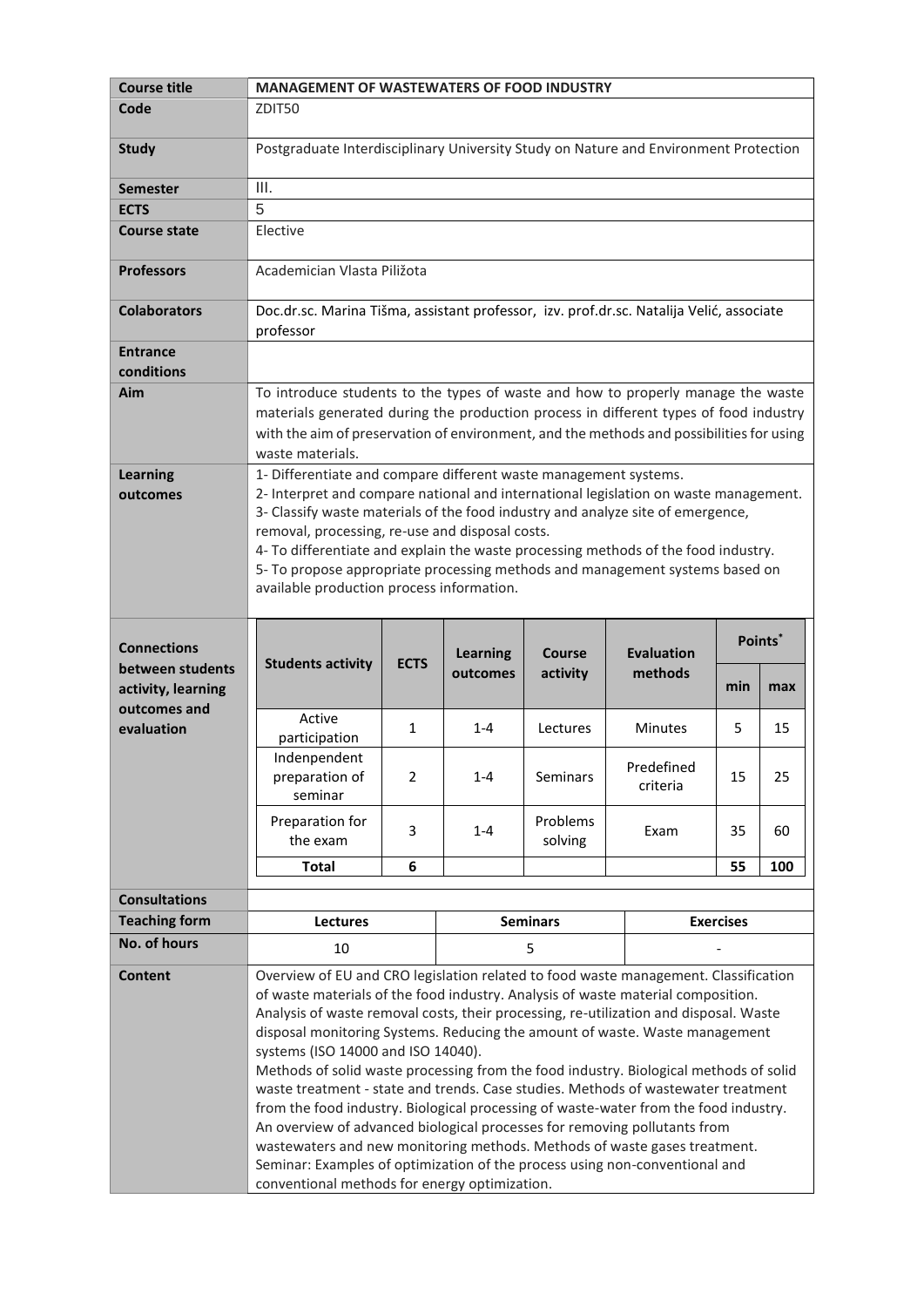| | |
|---|---|
| **Course title** | **MANAGEMENT OF WASTEWATERS OF FOOD INDUSTRY** |
| **Code** | ZDIT50 |
| **Study** | Postgraduate Interdisciplinary University Study on Nature and Environment Protection |
| **Semester** | III. |
| **ECTS** | 5 |
| **Course state** | Elective |
| **Professors** | Academician Vlasta Piližota |
| **Colaborators** | Doc.dr.sc. Marina Tišma, assistant professor, izv. prof.dr.sc. Natalija Velić, associate professor |
| **Entrance conditions** | |
| **Aim** | To introduce students to the types of waste and how to properly manage the waste materials generated during the production process in different types of food industry with the aim of preservation of environment, and the methods and possibilities for using waste materials. |
| **Learning outcomes** | 1- Differentiate and compare different waste management systems.<br>2- Interpret and compare national and international legislation on waste management.<br>3- Classify waste materials of the food industry and analyze site of emergence, removal, processing, re-use and disposal costs.<br>4- To differentiate and explain the waste processing methods of the food industry.<br>5- To propose appropriate processing methods and management systems based on available production process information. |

**Connections between students activity, learning outcomes and evaluation**

| Students activity | ECTS | Learning outcomes | Course activity | Evaluation methods | Points* | |
|---|---|---|---|---|---|---|
| | | | | | min | max |
| Active participation | 1 | 1-4 | Lectures | Minutes | 5 | 15 |
| Indenpendent preparation of seminar | 2 | 1-4 | Seminars | Predefined criteria | 15 | 25 |
| Preparation for the exam | 3 | 1-4 | Problems solving | Exam | 35 | 60 |
| **Total** | **6** | | | | **55** | **100** |

| | | | |
|---|---|---|---|
| **Consultations** | | | |
| **Teaching form** | **Lectures** | **Seminars** | **Exercises** |
| **No. of hours** | 10 | 5 | - |

| | |
|---|---|
| **Content** | Overview of EU and CRO legislation related to food waste management. Classification of waste materials of the food industry. Analysis of waste material composition. Analysis of waste removal costs, their processing, re-utilization and disposal. Waste disposal monitoring Systems. Reducing the amount of waste. Waste management systems (ISO 14000 and ISO 14040).<br>Methods of solid waste processing from the food industry. Biological methods of solid waste treatment - state and trends. Case studies. Methods of wastewater treatment from the food industry. Biological processing of waste-water from the food industry. An overview of advanced biological processes for removing pollutants from wastewaters and new monitoring methods. Methods of waste gases treatment.<br>Seminar: Examples of optimization of the process using non-conventional and conventional methods for energy optimization. |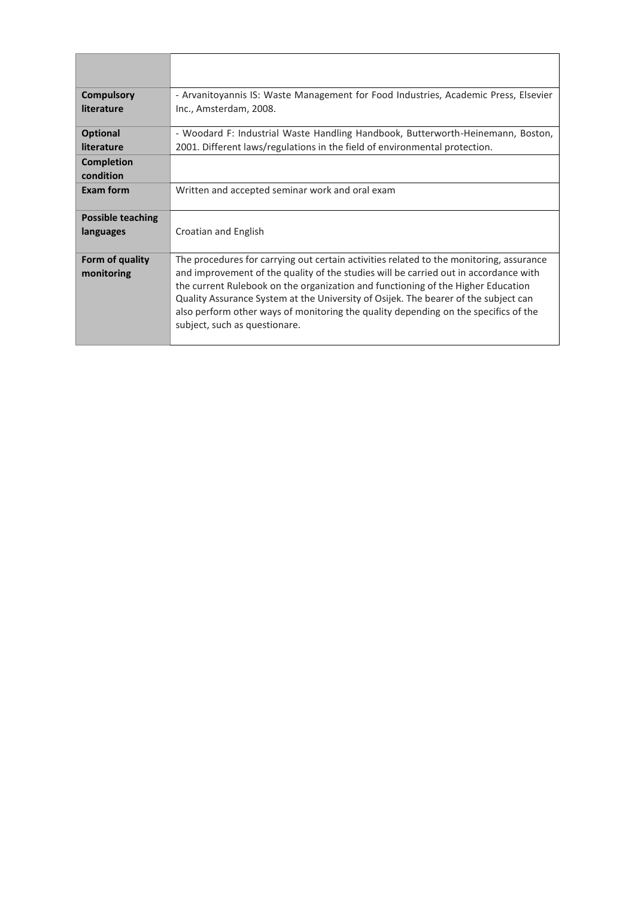| | |
|---|---|
| | |
| **Compulsory literature** | - Arvanitoyannis IS: Waste Management for Food Industries, Academic Press, Elsevier Inc., Amsterdam, 2008. |
| **Optional literature** | - Woodard F: Industrial Waste Handling Handbook, Butterworth-Heinemann, Boston, 2001. Different laws/regulations in the field of environmental protection. |
| **Completion condition** | |
| **Exam form** | Written and accepted seminar work and oral exam |
| **Possible teaching languages** | Croatian and English |
| **Form of quality monitoring** | The procedures for carrying out certain activities related to the monitoring, assurance and improvement of the quality of the studies will be carried out in accordance with the current Rulebook on the organization and functioning of the Higher Education Quality Assurance System at the University of Osijek. The bearer of the subject can also perform other ways of monitoring the quality depending on the specifics of the subject, such as questionare. |